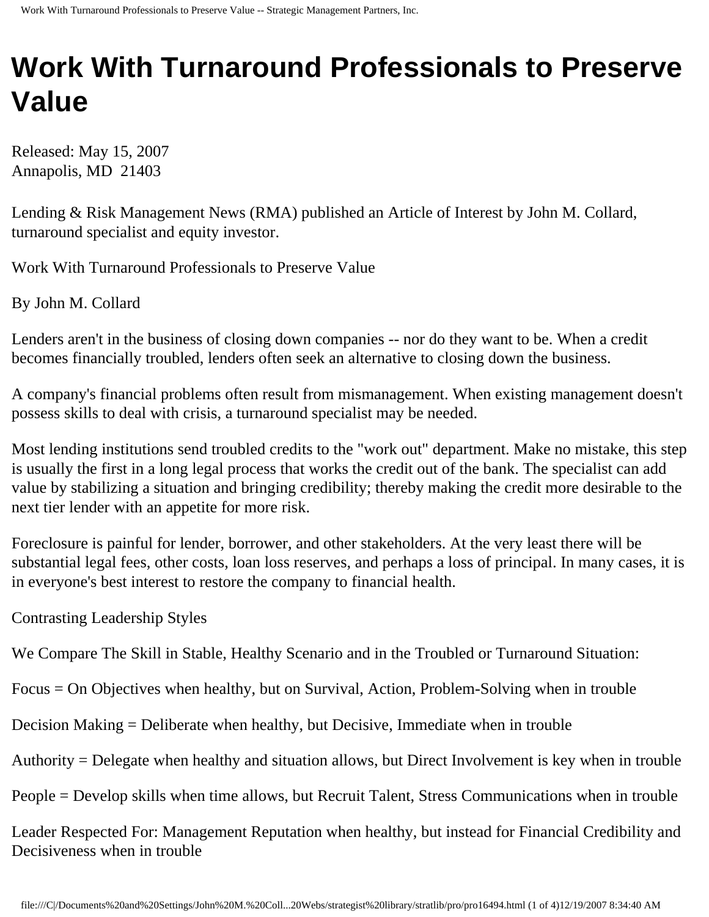# Work With Turnaround Professionals to Preserve Value

Released: May 15, 2007
Annapolis, MD 21403

Lending & Risk Management News (RMA) published an Article of Interest by John M. Collard, turnaround specialist and equity investor.

Work With Turnaround Professionals to Preserve Value

By John M. Collard

Lenders aren't in the business of closing down companies -- nor do they want to be. When a credit becomes financially troubled, lenders often seek an alternative to closing down the business.

A company's financial problems often result from mismanagement. When existing management doesn't possess skills to deal with crisis, a turnaround specialist may be needed.

Most lending institutions send troubled credits to the "work out" department. Make no mistake, this step is usually the first in a long legal process that works the credit out of the bank. The specialist can add value by stabilizing a situation and bringing credibility; thereby making the credit more desirable to the next tier lender with an appetite for more risk.

Foreclosure is painful for lender, borrower, and other stakeholders. At the very least there will be substantial legal fees, other costs, loan loss reserves, and perhaps a loss of principal. In many cases, it is in everyone's best interest to restore the company to financial health.

Contrasting Leadership Styles

We Compare The Skill in Stable, Healthy Scenario and in the Troubled or Turnaround Situation:

Focus = On Objectives when healthy, but on Survival, Action, Problem-Solving when in trouble

Decision Making = Deliberate when healthy, but Decisive, Immediate when in trouble

Authority = Delegate when healthy and situation allows, but Direct Involvement is key when in trouble

People = Develop skills when time allows, but Recruit Talent, Stress Communications when in trouble

Leader Respected For: Management Reputation when healthy, but instead for Financial Credibility and Decisiveness when in trouble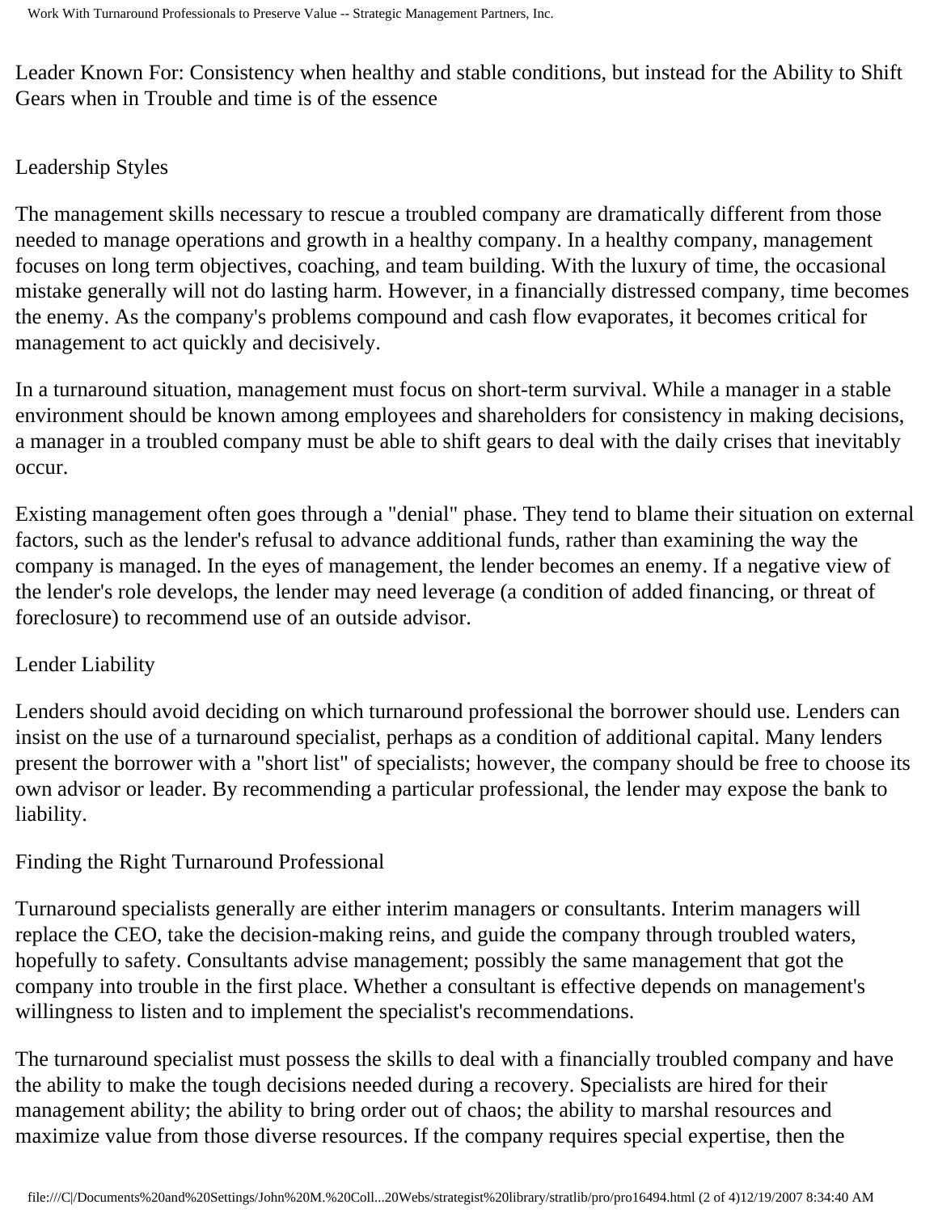Leader Known For: Consistency when healthy and stable conditions, but instead for the Ability to Shift Gears when in Trouble and time is of the essence

## Leadership Styles

The management skills necessary to rescue a troubled company are dramatically different from those needed to manage operations and growth in a healthy company. In a healthy company, management focuses on long term objectives, coaching, and team building. With the luxury of time, the occasional mistake generally will not do lasting harm. However, in a financially distressed company, time becomes the enemy. As the company's problems compound and cash flow evaporates, it becomes critical for management to act quickly and decisively.

In a turnaround situation, management must focus on short-term survival. While a manager in a stable environment should be known among employees and shareholders for consistency in making decisions, a manager in a troubled company must be able to shift gears to deal with the daily crises that inevitably occur.

Existing management often goes through a "denial" phase. They tend to blame their situation on external factors, such as the lender's refusal to advance additional funds, rather than examining the way the company is managed. In the eyes of management, the lender becomes an enemy. If a negative view of the lender's role develops, the lender may need leverage (a condition of added financing, or threat of foreclosure) to recommend use of an outside advisor.

## Lender Liability

Lenders should avoid deciding on which turnaround professional the borrower should use. Lenders can insist on the use of a turnaround specialist, perhaps as a condition of additional capital. Many lenders present the borrower with a "short list" of specialists; however, the company should be free to choose its own advisor or leader. By recommending a particular professional, the lender may expose the bank to liability.

## Finding the Right Turnaround Professional

Turnaround specialists generally are either interim managers or consultants. Interim managers will replace the CEO, take the decision-making reins, and guide the company through troubled waters, hopefully to safety. Consultants advise management; possibly the same management that got the company into trouble in the first place. Whether a consultant is effective depends on management's willingness to listen and to implement the specialist's recommendations.

The turnaround specialist must possess the skills to deal with a financially troubled company and have the ability to make the tough decisions needed during a recovery. Specialists are hired for their management ability; the ability to bring order out of chaos; the ability to marshal resources and maximize value from those diverse resources. If the company requires special expertise, then the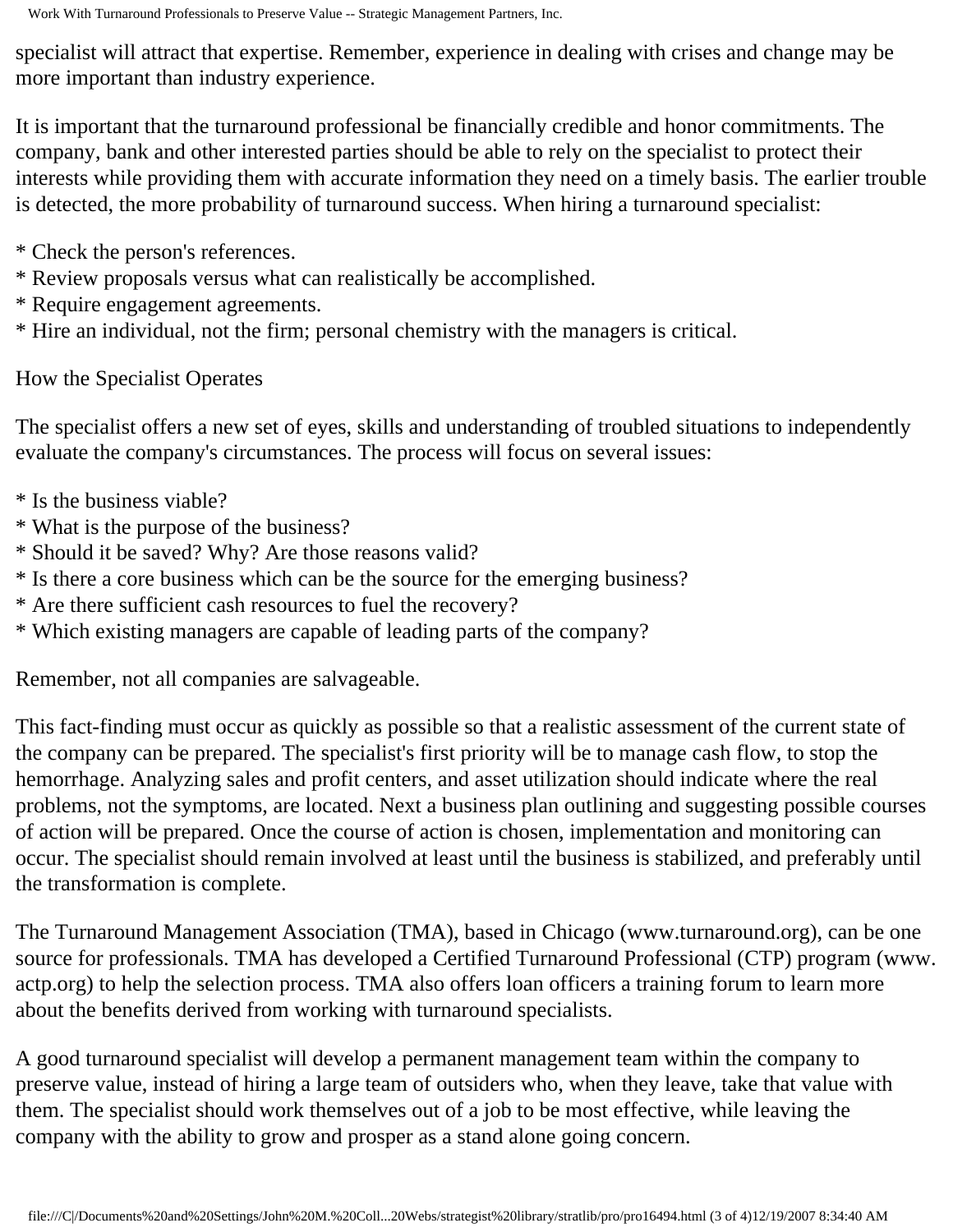specialist will attract that expertise. Remember, experience in dealing with crises and change may be more important than industry experience.

It is important that the turnaround professional be financially credible and honor commitments. The company, bank and other interested parties should be able to rely on the specialist to protect their interests while providing them with accurate information they need on a timely basis. The earlier trouble is detected, the more probability of turnaround success. When hiring a turnaround specialist:

* Check the person's references.
* Review proposals versus what can realistically be accomplished.
* Require engagement agreements.
* Hire an individual, not the firm; personal chemistry with the managers is critical.

## How the Specialist Operates

The specialist offers a new set of eyes, skills and understanding of troubled situations to independently evaluate the company's circumstances. The process will focus on several issues:

* Is the business viable?
* What is the purpose of the business?
* Should it be saved? Why? Are those reasons valid?
* Is there a core business which can be the source for the emerging business?
* Are there sufficient cash resources to fuel the recovery?
* Which existing managers are capable of leading parts of the company?

Remember, not all companies are salvageable.

This fact-finding must occur as quickly as possible so that a realistic assessment of the current state of the company can be prepared. The specialist's first priority will be to manage cash flow, to stop the hemorrhage. Analyzing sales and profit centers, and asset utilization should indicate where the real problems, not the symptoms, are located. Next a business plan outlining and suggesting possible courses of action will be prepared. Once the course of action is chosen, implementation and monitoring can occur. The specialist should remain involved at least until the business is stabilized, and preferably until the transformation is complete.

The Turnaround Management Association (TMA), based in Chicago (www.turnaround.org), can be one source for professionals. TMA has developed a Certified Turnaround Professional (CTP) program (www.actp.org) to help the selection process. TMA also offers loan officers a training forum to learn more about the benefits derived from working with turnaround specialists.

A good turnaround specialist will develop a permanent management team within the company to preserve value, instead of hiring a large team of outsiders who, when they leave, take that value with them. The specialist should work themselves out of a job to be most effective, while leaving the company with the ability to grow and prosper as a stand alone going concern.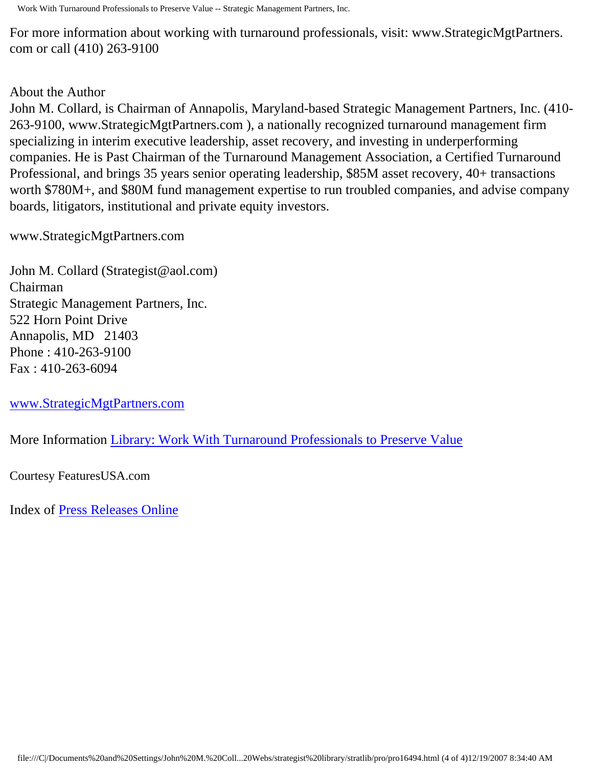For more information about working with turnaround professionals, visit: www.StrategicMgtPartners.com or call (410) 263-9100

About the Author

John M. Collard, is Chairman of Annapolis, Maryland-based Strategic Management Partners, Inc. (410-263-9100, www.StrategicMgtPartners.com ), a nationally recognized turnaround management firm specializing in interim executive leadership, asset recovery, and investing in underperforming companies. He is Past Chairman of the Turnaround Management Association, a Certified Turnaround Professional, and brings 35 years senior operating leadership, $85M asset recovery, 40+ transactions worth $780M+, and $80M fund management expertise to run troubled companies, and advise company boards, litigators, institutional and private equity investors.

www.StrategicMgtPartners.com

John M. Collard (Strategist@aol.com)
Chairman
Strategic Management Partners, Inc.
522 Horn Point Drive
Annapolis, MD 21403
Phone : 410-263-9100
Fax : 410-263-6094

www.StrategicMgtPartners.com

More Information Library: Work With Turnaround Professionals to Preserve Value

Courtesy FeaturesUSA.com

Index of Press Releases Online